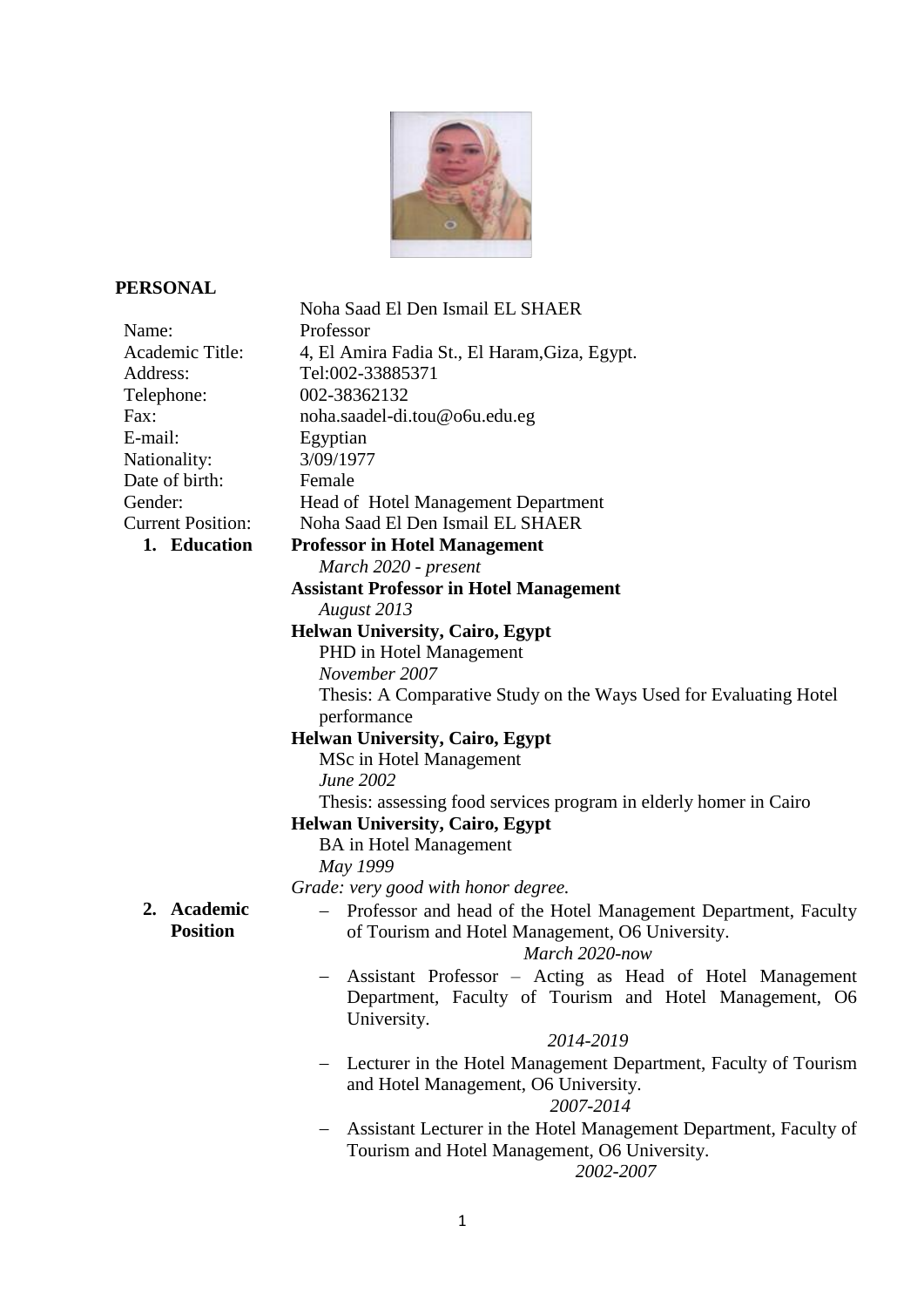## PERSONAL

| | |
|---|---|
| Name: | Noha Saad El Den Ismail EL SHAER |
| Academic Title: | Professor |
| Address: | 4, El Amira Fadia St., El Haram,Giza, Egypt. |
| Telephone: | Tel:002-33885371 |
| Fax: | 002-38362132 |
| E-mail: | noha.saadel-di.tou@o6u.edu.eg |
| Nationality: | Egyptian |
| Date of birth: | 3/09/1977 |
| Gender: | Female |
| Current Position: | Head of Hotel Management Department |

Noha Saad El Den Ismail EL SHAER

### 1. Education

**Professor in Hotel Management**
*March 2020 - present*

**Assistant Professor in Hotel Management**
*August 2013*

**Helwan University, Cairo, Egypt**
PHD in Hotel Management
*November 2007*
Thesis: A Comparative Study on the Ways Used for Evaluating Hotel performance

**Helwan University, Cairo, Egypt**
MSc in Hotel Management
*June 2002*
Thesis: assessing food services program in elderly homer in Cairo

**Helwan University, Cairo, Egypt**
BA in Hotel Management
*May 1999*
*Grade: very good with honor degree.*

### 2. Academic Position

- Professor and head of the Hotel Management Department, Faculty of Tourism and Hotel Management, O6 University.
  *March 2020-now*
- Assistant Professor – Acting as Head of Hotel Management Department, Faculty of Tourism and Hotel Management, O6 University.
  *2014-2019*
- Lecturer in the Hotel Management Department, Faculty of Tourism and Hotel Management, O6 University.
  *2007-2014*
- Assistant Lecturer in the Hotel Management Department, Faculty of Tourism and Hotel Management, O6 University.
  *2002-2007*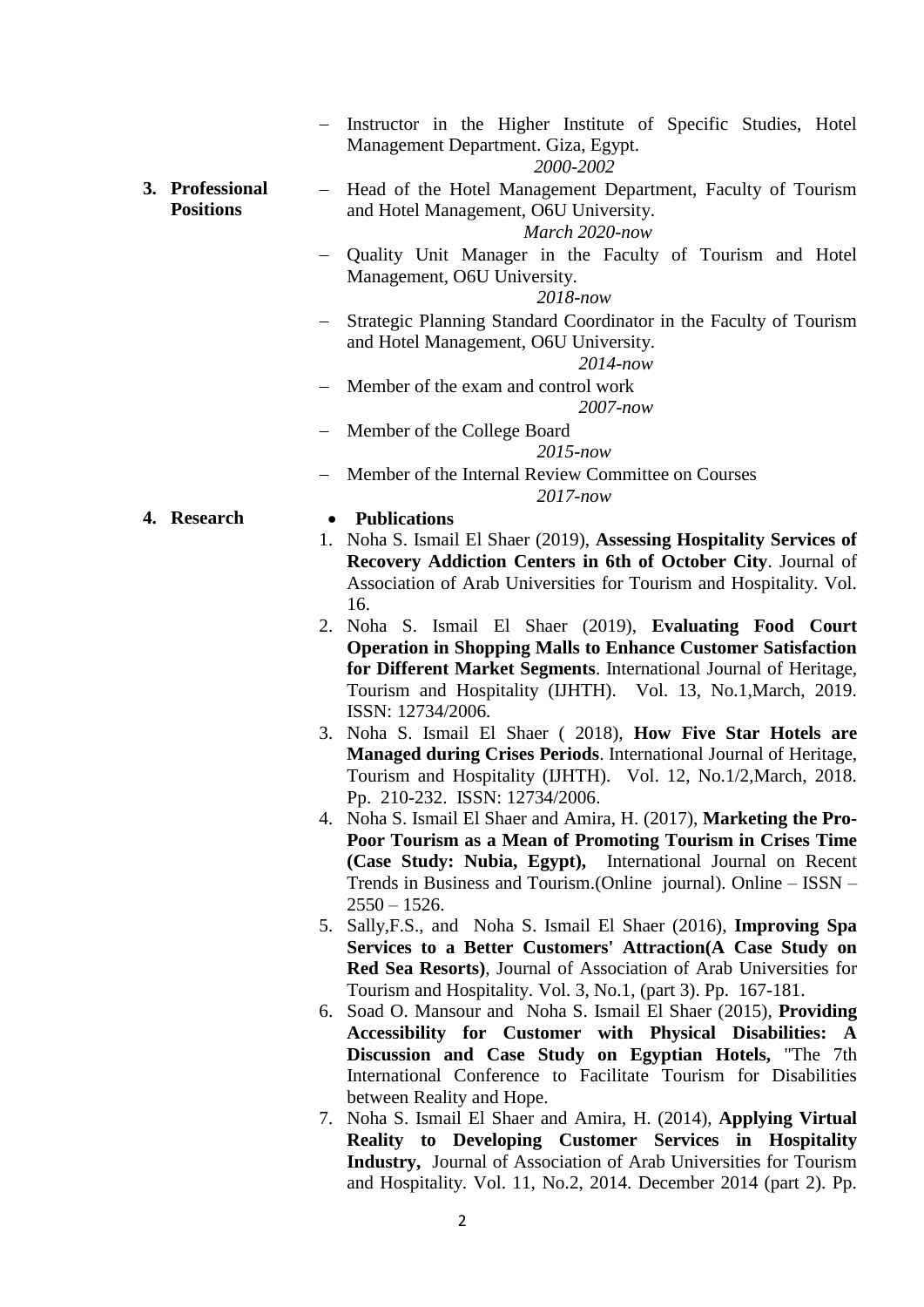- Instructor in the Higher Institute of Specific Studies, Hotel Management Department. Giza, Egypt.
  *2000-2002*

**3. Professional Positions**

- Head of the Hotel Management Department, Faculty of Tourism and Hotel Management, O6U University.
  *March 2020-now*
- Quality Unit Manager in the Faculty of Tourism and Hotel Management, O6U University.
  *2018-now*
- Strategic Planning Standard Coordinator in the Faculty of Tourism and Hotel Management, O6U University.
  *2014-now*
- Member of the exam and control work
  *2007-now*
- Member of the College Board
  *2015-now*
- Member of the Internal Review Committee on Courses
  *2017-now*

**4. Research**

- **Publications**

1. Noha S. Ismail El Shaer (2019), **Assessing Hospitality Services of Recovery Addiction Centers in 6th of October City**. Journal of Association of Arab Universities for Tourism and Hospitality. Vol. 16.
2. Noha S. Ismail El Shaer (2019), **Evaluating Food Court Operation in Shopping Malls to Enhance Customer Satisfaction for Different Market Segments**. International Journal of Heritage, Tourism and Hospitality (IJHTH). Vol. 13, No.1,March, 2019. ISSN: 12734/2006.
3. Noha S. Ismail El Shaer ( 2018), **How Five Star Hotels are Managed during Crises Periods**. International Journal of Heritage, Tourism and Hospitality (IJHTH). Vol. 12, No.1/2,March, 2018. Pp. 210-232. ISSN: 12734/2006.
4. Noha S. Ismail El Shaer and Amira, H. (2017), **Marketing the Pro-Poor Tourism as a Mean of Promoting Tourism in Crises Time (Case Study: Nubia, Egypt),** International Journal on Recent Trends in Business and Tourism.(Online journal). Online – ISSN – 2550 – 1526.
5. Sally,F.S., and Noha S. Ismail El Shaer (2016), **Improving Spa Services to a Better Customers' Attraction(A Case Study on Red Sea Resorts)**, Journal of Association of Arab Universities for Tourism and Hospitality. Vol. 3, No.1, (part 3). Pp. 167-181.
6. Soad O. Mansour and Noha S. Ismail El Shaer (2015), **Providing Accessibility for Customer with Physical Disabilities: A Discussion and Case Study on Egyptian Hotels,** "The 7th International Conference to Facilitate Tourism for Disabilities between Reality and Hope.
7. Noha S. Ismail El Shaer and Amira, H. (2014), **Applying Virtual Reality to Developing Customer Services in Hospitality Industry,** Journal of Association of Arab Universities for Tourism and Hospitality. Vol. 11, No.2, 2014. December 2014 (part 2). Pp.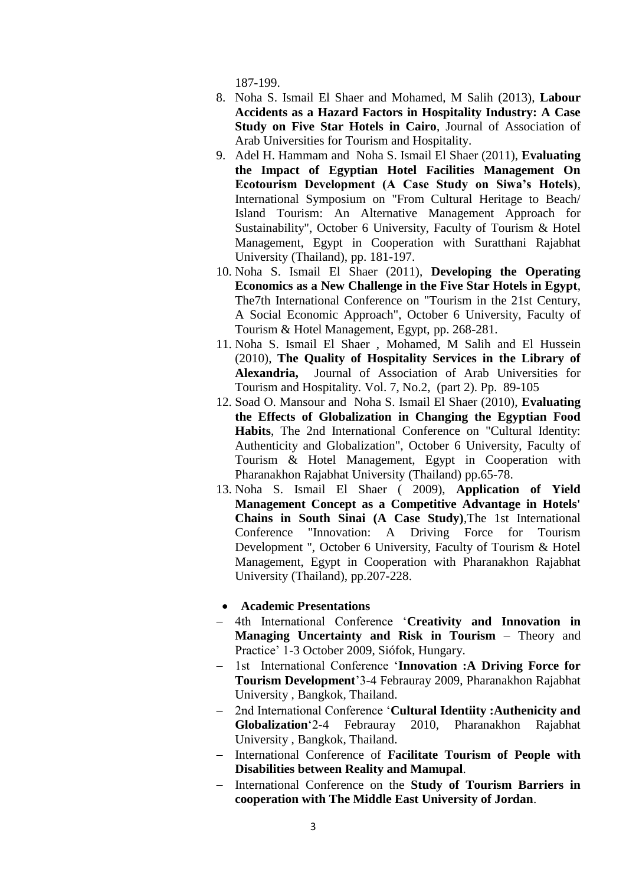187-199.

8. Noha S. Ismail El Shaer and Mohamed, M Salih (2013), **Labour Accidents as a Hazard Factors in Hospitality Industry: A Case Study on Five Star Hotels in Cairo**, Journal of Association of Arab Universities for Tourism and Hospitality.
9. Adel H. Hammam and Noha S. Ismail El Shaer (2011), **Evaluating the Impact of Egyptian Hotel Facilities Management On Ecotourism Development (A Case Study on Siwa's Hotels)**, International Symposium on "From Cultural Heritage to Beach/ Island Tourism: An Alternative Management Approach for Sustainability", October 6 University, Faculty of Tourism & Hotel Management, Egypt in Cooperation with Suratthani Rajabhat University (Thailand), pp. 181-197.
10. Noha S. Ismail El Shaer (2011), **Developing the Operating Economics as a New Challenge in the Five Star Hotels in Egypt**, The7th International Conference on "Tourism in the 21st Century, A Social Economic Approach", October 6 University, Faculty of Tourism & Hotel Management, Egypt, pp. 268-281.
11. Noha S. Ismail El Shaer , Mohamed, M Salih and El Hussein (2010), **The Quality of Hospitality Services in the Library of Alexandria,** Journal of Association of Arab Universities for Tourism and Hospitality. Vol. 7, No.2, (part 2). Pp. 89-105
12. Soad O. Mansour and Noha S. Ismail El Shaer (2010), **Evaluating the Effects of Globalization in Changing the Egyptian Food Habits**, The 2nd International Conference on "Cultural Identity: Authenticity and Globalization", October 6 University, Faculty of Tourism & Hotel Management, Egypt in Cooperation with Pharanakhon Rajabhat University (Thailand) pp.65-78.
13. Noha S. Ismail El Shaer ( 2009), **Application of Yield Management Concept as a Competitive Advantage in Hotels' Chains in South Sinai (A Case Study)**,The 1st International Conference "Innovation: A Driving Force for Tourism Development ", October 6 University, Faculty of Tourism & Hotel Management, Egypt in Cooperation with Pharanakhon Rajabhat University (Thailand), pp.207-228.

- **Academic Presentations**

- 4th International Conference '**Creativity and Innovation in Managing Uncertainty and Risk in Tourism** – Theory and Practice' 1-3 October 2009, Siófok, Hungary.
- 1st International Conference '**Innovation :A Driving Force for Tourism Development**'3-4 Febrauray 2009, Pharanakhon Rajabhat University , Bangkok, Thailand.
- 2nd International Conference '**Cultural Identiity :Authenicity and Globalization**'2-4 Febrauray 2010, Pharanakhon Rajabhat University , Bangkok, Thailand.
- International Conference of **Facilitate Tourism of People with Disabilities between Reality and Mamupal**.
- International Conference on the **Study of Tourism Barriers in cooperation with The Middle East University of Jordan**.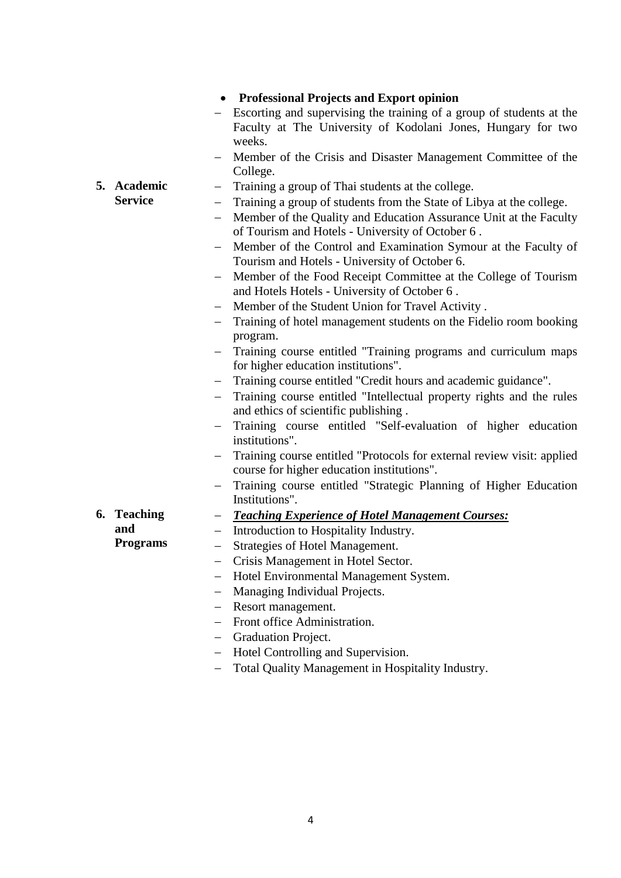- **Professional Projects and Export opinion**

- Escorting and supervising the training of a group of students at the Faculty at The University of Kodolani Jones, Hungary for two weeks.
- Member of the Crisis and Disaster Management Committee of the College.

**5. Academic Service**

- Training a group of Thai students at the college.
- Training a group of students from the State of Libya at the college.
- Member of the Quality and Education Assurance Unit at the Faculty of Tourism and Hotels - University of October 6 .
- Member of the Control and Examination Symour at the Faculty of Tourism and Hotels - University of October 6.
- Member of the Food Receipt Committee at the College of Tourism and Hotels Hotels - University of October 6 .
- Member of the Student Union for Travel Activity .
- Training of hotel management students on the Fidelio room booking program.
- Training course entitled "Training programs and curriculum maps for higher education institutions".
- Training course entitled "Credit hours and academic guidance".
- Training course entitled "Intellectual property rights and the rules and ethics of scientific publishing .
- Training course entitled "Self-evaluation of higher education institutions".
- Training course entitled "Protocols for external review visit: applied course for higher education institutions".
- Training course entitled "Strategic Planning of Higher Education Institutions".

**6. Teaching and Programs**

- ***<u>Teaching Experience of Hotel Management Courses:</u>***
- Introduction to Hospitality Industry.
- Strategies of Hotel Management.
- Crisis Management in Hotel Sector.
- Hotel Environmental Management System.
- Managing Individual Projects.
- Resort management.
- Front office Administration.
- Graduation Project.
- Hotel Controlling and Supervision.
- Total Quality Management in Hospitality Industry.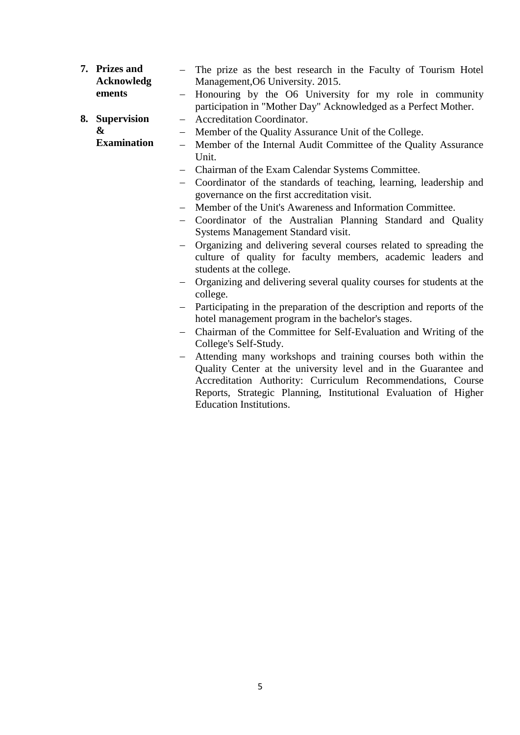**7. Prizes and Acknowledgements**

- The prize as the best research in the Faculty of Tourism Hotel Management,O6 University. 2015.
- Honouring by the O6 University for my role in community participation in "Mother Day" Acknowledged as a Perfect Mother.

**8. Supervision & Examination**

- Accreditation Coordinator.
- Member of the Quality Assurance Unit of the College.
- Member of the Internal Audit Committee of the Quality Assurance Unit.
- Chairman of the Exam Calendar Systems Committee.
- Coordinator of the standards of teaching, learning, leadership and governance on the first accreditation visit.
- Member of the Unit's Awareness and Information Committee.
- Coordinator of the Australian Planning Standard and Quality Systems Management Standard visit.
- Organizing and delivering several courses related to spreading the culture of quality for faculty members, academic leaders and students at the college.
- Organizing and delivering several quality courses for students at the college.
- Participating in the preparation of the description and reports of the hotel management program in the bachelor's stages.
- Chairman of the Committee for Self-Evaluation and Writing of the College's Self-Study.
- Attending many workshops and training courses both within the Quality Center at the university level and in the Guarantee and Accreditation Authority: Curriculum Recommendations, Course Reports, Strategic Planning, Institutional Evaluation of Higher Education Institutions.